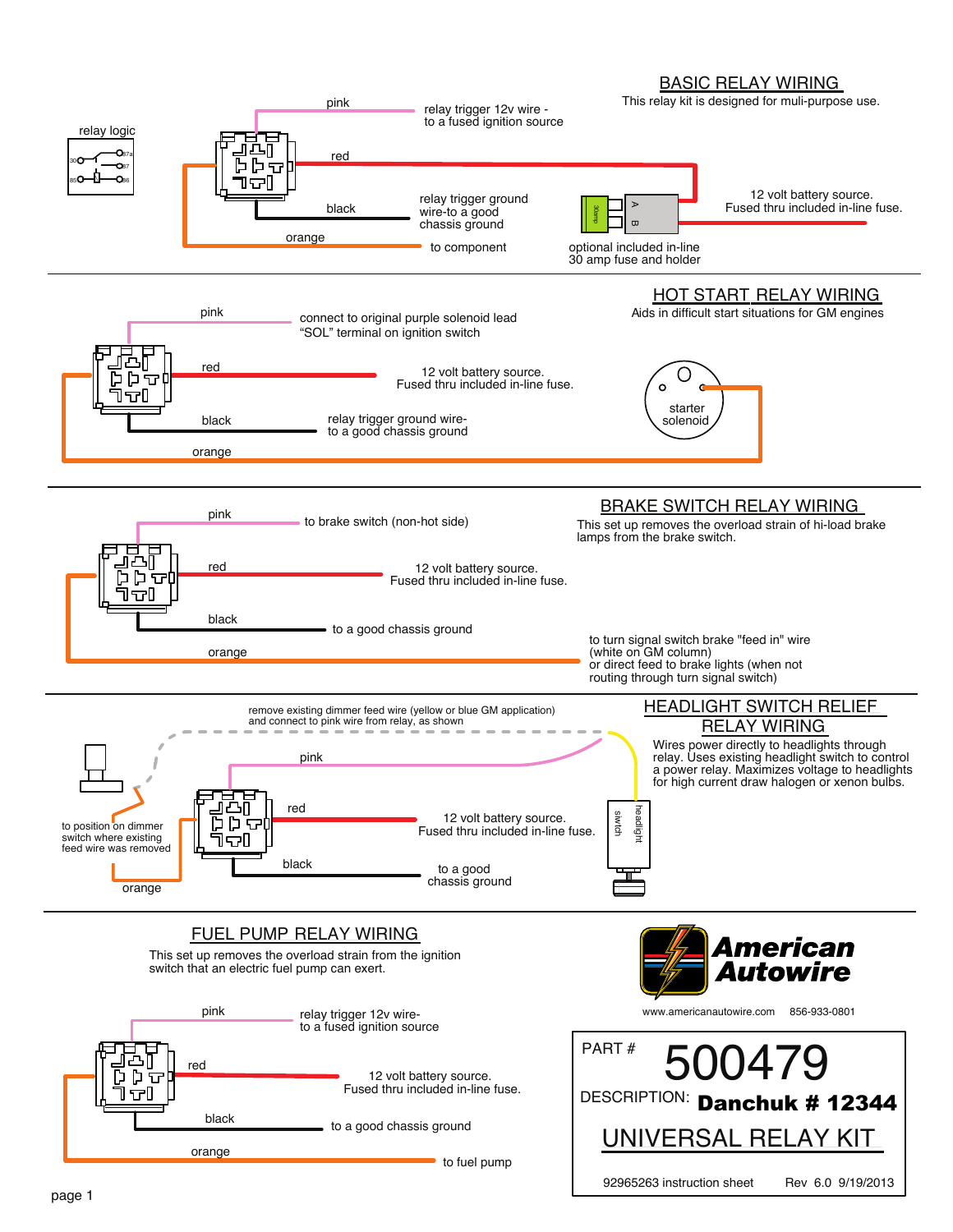## BASIC RELAY WIRING

This relay kit is designed for muli-purpose use.

relay logic

30 87a 87 85 86

- pink — relay trigger 12v wire - to a fused ignition source
- red — 12 volt battery source. Fused thru included in-line fuse.
- black — relay trigger ground wire-to a good chassis ground
- orange — to component

optional included in-line 30 amp fuse and holder

## HOT START RELAY WIRING

Aids in difficult start situations for GM engines

- pink — connect to original purple solenoid lead "SOL" terminal on ignition switch
- red — 12 volt battery source. Fused thru included in-line fuse.
- black — relay trigger ground wire- to a good chassis ground
- orange — starter solenoid

## BRAKE SWITCH RELAY WIRING

This set up removes the overload strain of hi-load brake lamps from the brake switch.

- pink — to brake switch (non-hot side)
- red — 12 volt battery source. Fused thru included in-line fuse.
- black — to a good chassis ground
- orange — to turn signal switch brake "feed in" wire (white on GM column) or direct feed to brake lights (when not routing through turn signal switch)

## HEADLIGHT SWITCH RELIEF RELAY WIRING

Wires power directly to headlights through relay. Uses existing headlight switch to control a power relay. Maximizes voltage to headlights for high current draw halogen or xenon bulbs.

remove existing dimmer feed wire (yellow or blue GM application) and connect to pink wire from relay, as shown

- pink
- red — 12 volt battery source. Fused thru included in-line fuse.
- black — to a good chassis ground
- orange — to position on dimmer switch where existing feed wire was removed

headlight siwtch

## FUEL PUMP RELAY WIRING

This set up removes the overload strain from the ignition switch that an electric fuel pump can exert.

- pink — relay trigger 12v wire- to a fused ignition source
- red — 12 volt battery source. Fused thru included in-line fuse.
- black — to a good chassis ground
- orange — to fuel pump

**American Autowire**

www.americanautowire.com 856-933-0801

PART # 500479

DESCRIPTION: **Danchuk # 12344**

UNIVERSAL RELAY KIT

92965263 instruction sheet Rev 6.0 9/19/2013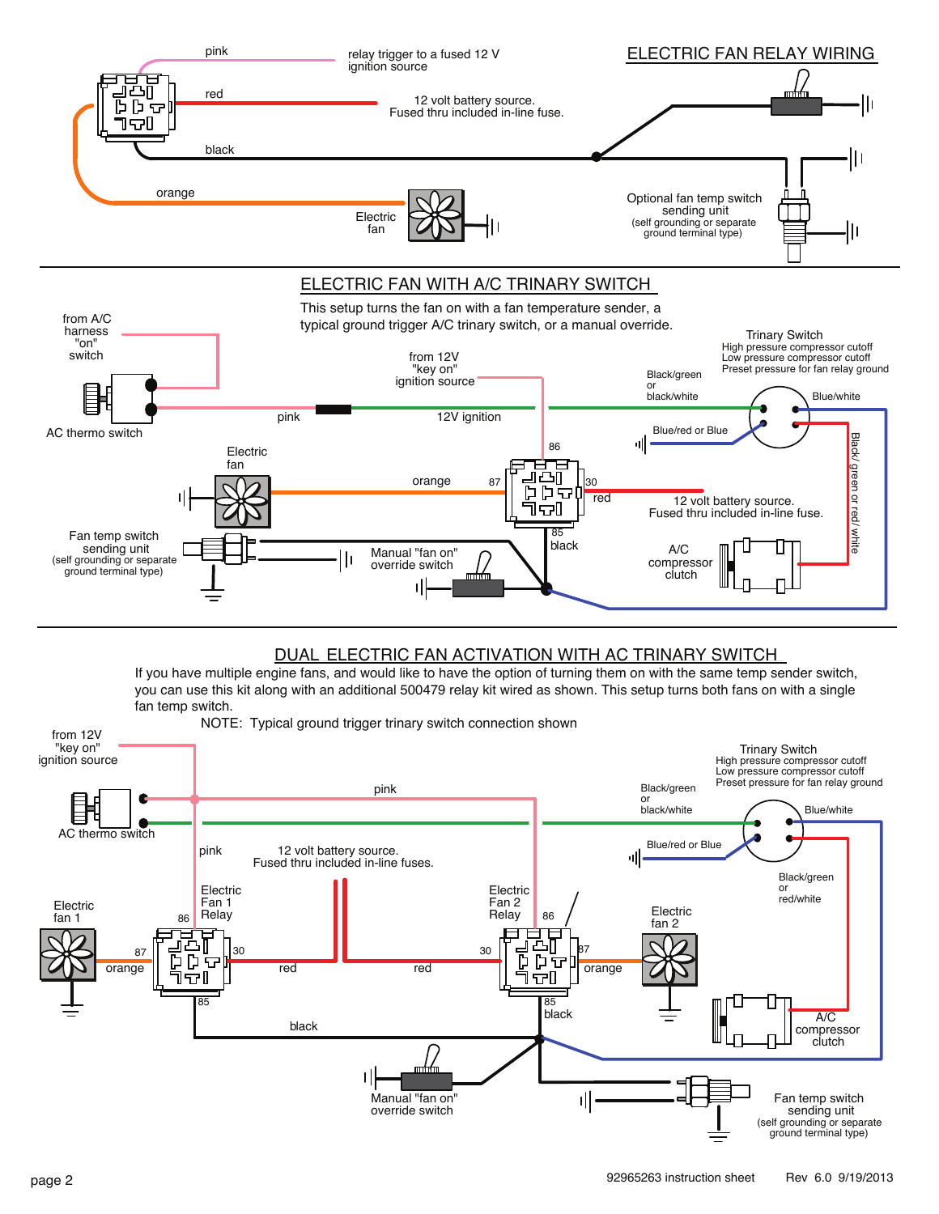## ELECTRIC FAN RELAY WIRING

pink — relay trigger to a fused 12 V ignition source

red — 12 volt battery source. Fused thru included in-line fuse.

black

orange

Electric fan

Optional fan temp switch sending unit (self grounding or separate ground terminal type)

## ELECTRIC FAN WITH A/C TRINARY SWITCH

This setup turns the fan on with a fan temperature sender, a typical ground trigger A/C trinary switch, or a manual override.

from A/C harness "on" switch

AC thermo switch

pink

12V ignition

from 12V "key on" ignition source

Trinary Switch
High pressure compressor cutoff
Low pressure compressor cutoff
Preset pressure for fan relay ground

Black/green or black/white

Blue/white

Blue/red or Blue

Black/ green or red/ white

Electric fan

86

87

30

orange

red

12 volt battery source.
Fused thru included in-line fuse.

85

black

Fan temp switch sending unit (self grounding or separate ground terminal type)

Manual "fan on" override switch

A/C compressor clutch

## DUAL ELECTRIC FAN ACTIVATION WITH AC TRINARY SWITCH

If you have multiple engine fans, and would like to have the option of turning them on with the same temp sender switch, you can use this kit along with an additional 500479 relay kit wired as shown. This setup turns both fans on with a single fan temp switch.

NOTE: Typical ground trigger trinary switch connection shown

from 12V "key on" ignition source

AC thermo switch

pink

Trinary Switch
High pressure compressor cutoff
Low pressure compressor cutoff
Preset pressure for fan relay ground

Black/green or black/white

Blue/white

Blue/red or Blue

Black/green or red/white

pink

12 volt battery source.
Fused thru included in-line fuses.

Electric fan 1

Electric Fan 1 Relay

86

87

30

orange

red

85

black

Electric Fan 2 Relay

86

30

87

red

orange

85

black

Electric fan 2

A/C compressor clutch

Manual "fan on" override switch

Fan temp switch sending unit (self grounding or separate ground terminal type)

92965263 instruction sheet Rev 6.0 9/19/2013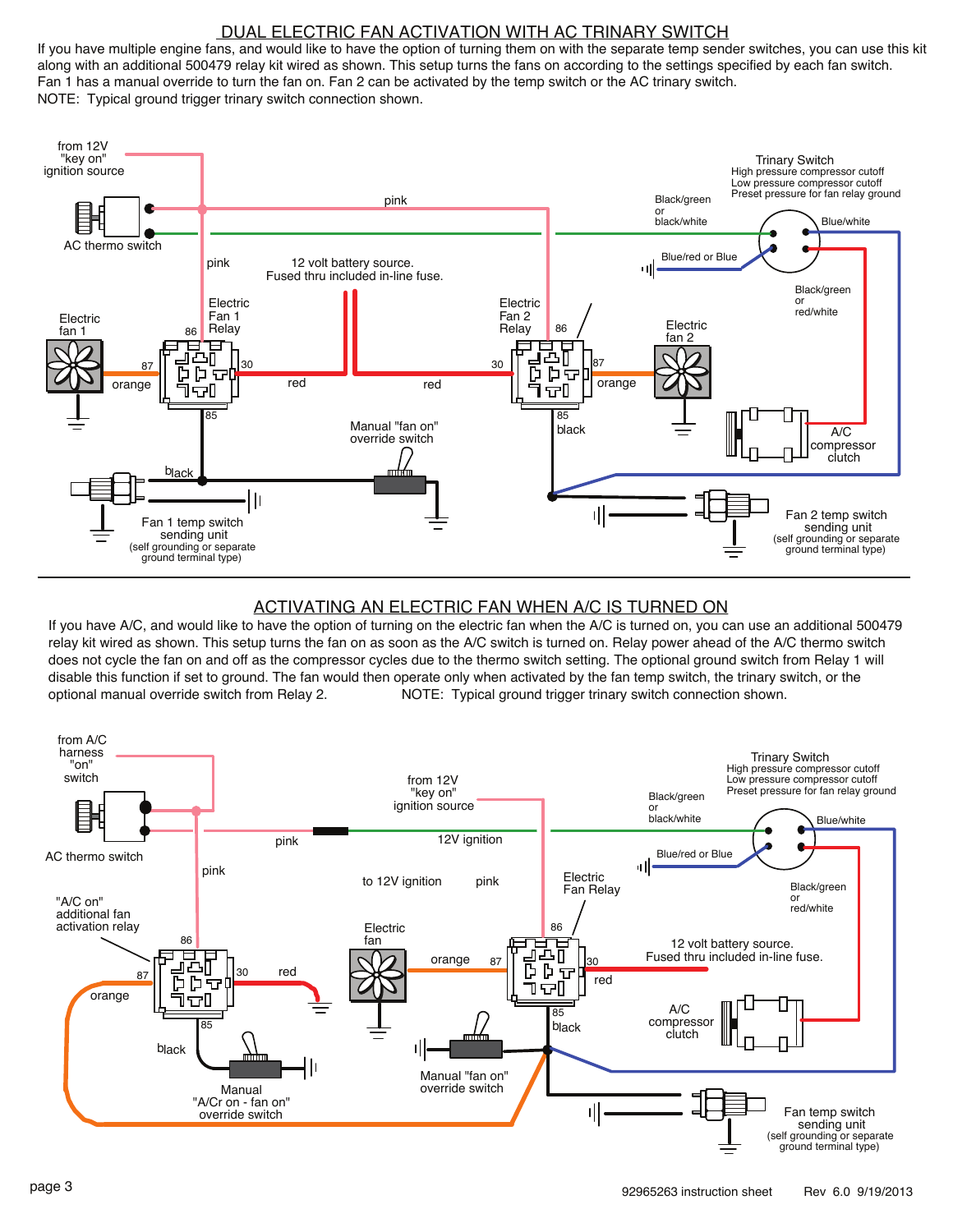## DUAL ELECTRIC FAN ACTIVATION WITH AC TRINARY SWITCH

If you have multiple engine fans, and would like to have the option of turning them on with the separate temp sender switches, you can use this kit along with an additional 500479 relay kit wired as shown. This setup turns the fans on according to the settings specified by each fan switch. Fan 1 has a manual override to turn the fan on. Fan 2 can be activated by the temp switch or the AC trinary switch.

NOTE: Typical ground trigger trinary switch connection shown.

from 12V "key on" ignition source

AC thermo switch

pink

12 volt battery source. Fused thru included in-line fuse.

Trinary Switch
High pressure compressor cutoff
Low pressure compressor cutoff
Preset pressure for fan relay ground

Black/green or black/white

Blue/white

Blue/red or Blue

Black/green or red/white

Electric fan 1

Electric Fan 1 Relay

86 87 30 85

orange

red

Electric Fan 2 Relay

Electric fan 2

black

A/C compressor clutch

Manual "fan on" override switch

Fan 1 temp switch sending unit (self grounding or separate ground terminal type)

Fan 2 temp switch sending unit (self grounding or separate ground terminal type)

## ACTIVATING AN ELECTRIC FAN WHEN A/C IS TURNED ON

If you have A/C, and would like to have the option of turning on the electric fan when the A/C is turned on, you can use an additional 500479 relay kit wired as shown. This setup turns the fan on as soon as the A/C switch is turned on. Relay power ahead of the A/C thermo switch does not cycle the fan on and off as the compressor cycles due to the thermo switch setting. The optional ground switch from Relay 1 will disable this function if set to ground. The fan would then operate only when activated by the fan temp switch, the trinary switch, or the optional manual override switch from Relay 2.

NOTE: Typical ground trigger trinary switch connection shown.

from A/C harness "on" switch

AC thermo switch

from 12V "key on" ignition source

12V ignition

to 12V ignition

pink

Trinary Switch
High pressure compressor cutoff
Low pressure compressor cutoff
Preset pressure for fan relay ground

Black/green or black/white

Blue/white

Blue/red or Blue

Black/green or red/white

"A/C on" additional fan activation relay

Electric fan

Electric Fan Relay

86 87 30 85

orange

red

black

12 volt battery source. Fused thru included in-line fuse.

A/C compressor clutch

Manual "A/Cr on - fan on" override switch

Manual "fan on" override switch

Fan temp switch sending unit (self grounding or separate ground terminal type)

92965263 instruction sheet Rev 6.0 9/19/2013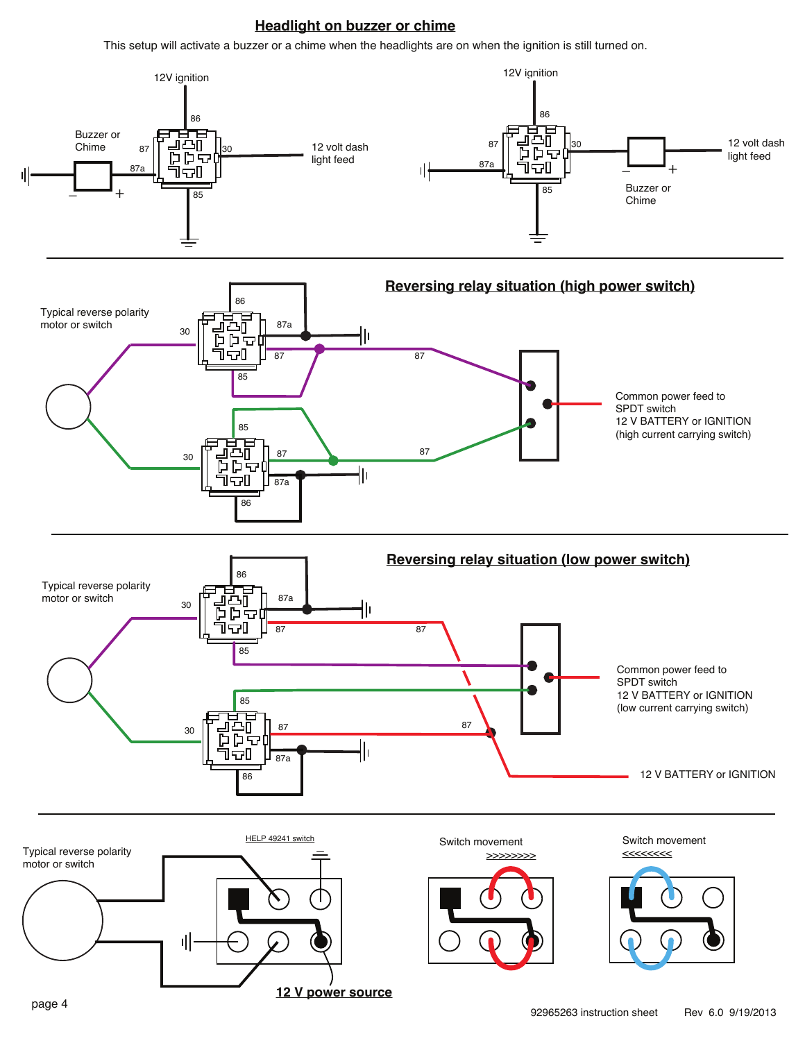## Headlight on buzzer or chime

This setup will activate a buzzer or a chime when the headlights are on when the ignition is still turned on.

12V ignition

86

Buzzer or Chime

87

87a

30

12 volt dash light feed

85

12V ignition

86

87

87a

30

85

Buzzer or Chime

12 volt dash light feed

## Reversing relay situation (high power switch)

Typical reverse polarity motor or switch

86

30

87a

87

85

87

Common power feed to SPDT switch
12 V BATTERY or IGNITION
(high current carrying switch)

85

30

87

87

87a

86

## Reversing relay situation (low power switch)

Typical reverse polarity motor or switch

86

30

87a

87

87

85

Common power feed to SPDT switch
12 V BATTERY or IGNITION
(low current carrying switch)

85

30

87

87

87a

86

12 V BATTERY or IGNITION

Typical reverse polarity motor or switch

HELP 49241 switch

12 V power source

Switch movement
>>>>>>>>

Switch movement
<<<<<<<<

92965263 instruction sheet Rev 6.0 9/19/2013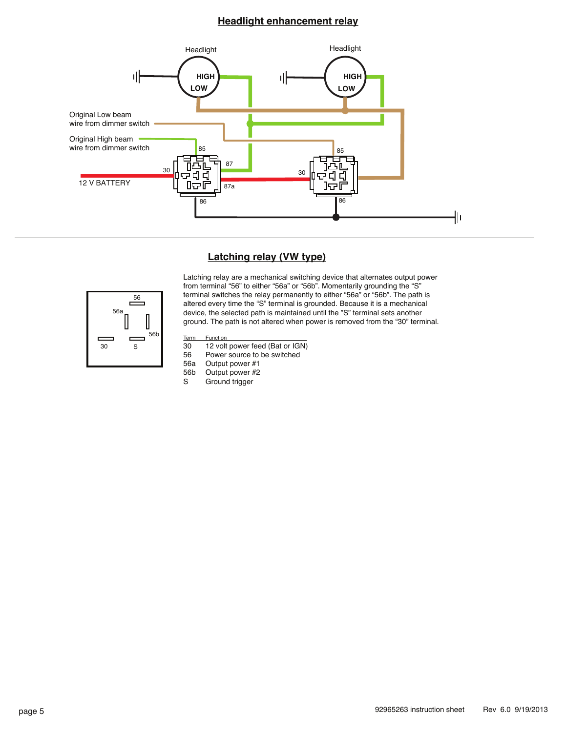## Headlight enhancement relay

Headlight

HIGH

LOW

Headlight

HIGH

LOW

Original Low beam wire from dimmer switch

Original High beam wire from dimmer switch

85

87

30

87a

86

12 V BATTERY

85

30

86

## Latching relay (VW type)

56

56a

56b

30

S

Latching relay are a mechanical switching device that alternates output power from terminal "56" to either "56a" or "56b". Momentarily grounding the "S" terminal switches the relay permanently to either "56a" or "56b". The path is altered every time the "S" terminal is grounded. Because it is a mechanical device, the selected path is maintained until the "S" terminal sets another ground. The path is not altered when power is removed from the "30" terminal.

| Term | Function |
|---|---|
| 30 | 12 volt power feed (Bat or IGN) |
| 56 | Power source to be switched |
| 56a | Output power #1 |
| 56b | Output power #2 |
| S | Ground trigger |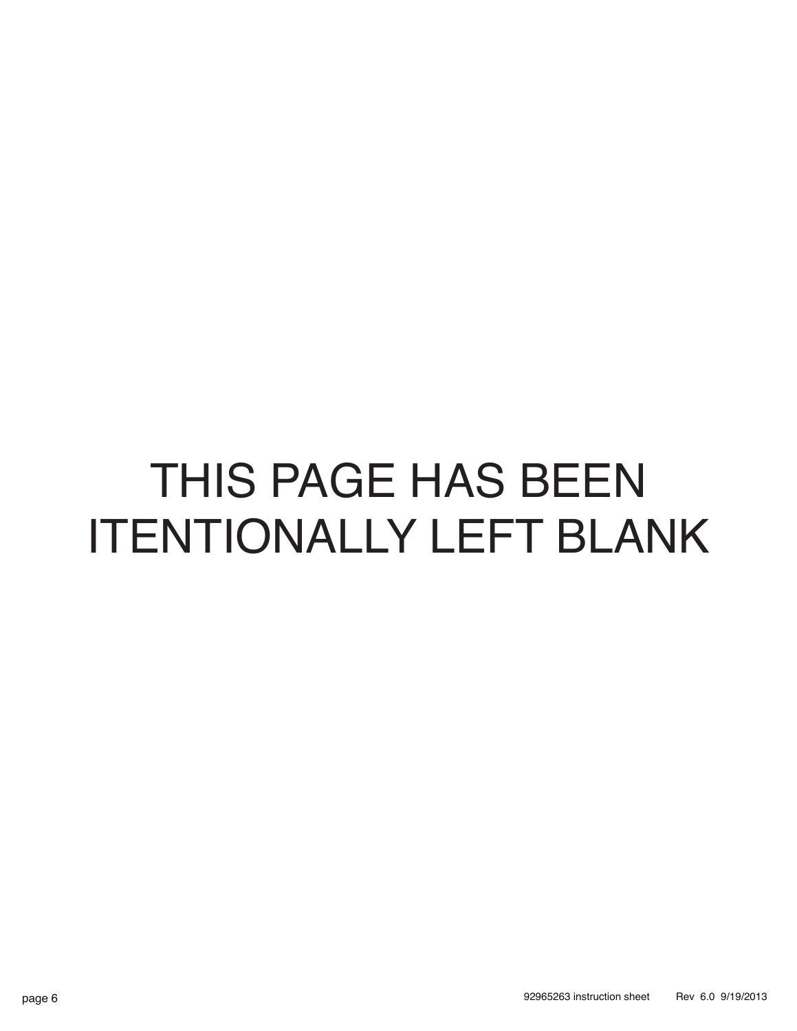THIS PAGE HAS BEEN ITENTIONALLY LEFT BLANK